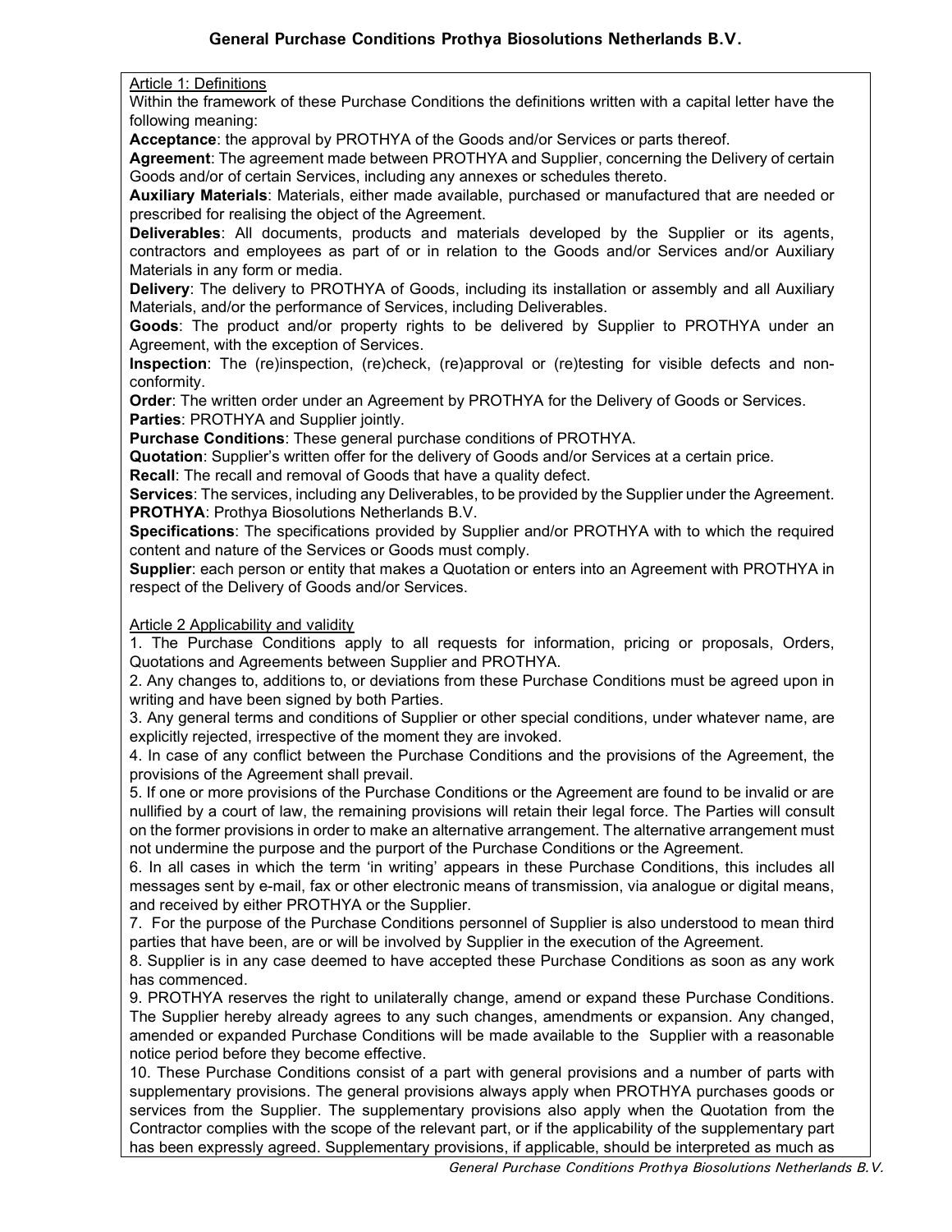# General Purchase Conditions Prothya Biosolutions Netherlands B.V.

## Article 1: Definitions

Within the framework of these Purchase Conditions the definitions written with a capital letter have the following meaning:

**Acceptance**: the approval by PROTHYA of the Goods and/or Services or parts thereof.

**Agreement**: The agreement made between PROTHYA and Supplier, concerning the Delivery of certain Goods and/or of certain Services, including any annexes or schedules thereto.

**Auxiliary Materials**: Materials, either made available, purchased or manufactured that are needed or prescribed for realising the object of the Agreement.

**Deliverables**: All documents, products and materials developed by the Supplier or its agents, contractors and employees as part of or in relation to the Goods and/or Services and/or Auxiliary Materials in any form or media.

**Delivery**: The delivery to PROTHYA of Goods, including its installation or assembly and all Auxiliary Materials, and/or the performance of Services, including Deliverables.

**Goods**: The product and/or property rights to be delivered by Supplier to PROTHYA under an Agreement, with the exception of Services.

**Inspection**: The (re)inspection, (re)check, (re)approval or (re)testing for visible defects and non-conformity.

**Order**: The written order under an Agreement by PROTHYA for the Delivery of Goods or Services.

**Parties**: PROTHYA and Supplier jointly.

**Purchase Conditions**: These general purchase conditions of PROTHYA.

**Quotation**: Supplier's written offer for the delivery of Goods and/or Services at a certain price.

**Recall**: The recall and removal of Goods that have a quality defect.

**Services**: The services, including any Deliverables, to be provided by the Supplier under the Agreement.

**PROTHYA**: Prothya Biosolutions Netherlands B.V.

**Specifications**: The specifications provided by Supplier and/or PROTHYA with to which the required content and nature of the Services or Goods must comply.

**Supplier**: each person or entity that makes a Quotation or enters into an Agreement with PROTHYA in respect of the Delivery of Goods and/or Services.

## Article 2 Applicability and validity

1. The Purchase Conditions apply to all requests for information, pricing or proposals, Orders, Quotations and Agreements between Supplier and PROTHYA.
2. Any changes to, additions to, or deviations from these Purchase Conditions must be agreed upon in writing and have been signed by both Parties.
3. Any general terms and conditions of Supplier or other special conditions, under whatever name, are explicitly rejected, irrespective of the moment they are invoked.
4. In case of any conflict between the Purchase Conditions and the provisions of the Agreement, the provisions of the Agreement shall prevail.
5. If one or more provisions of the Purchase Conditions or the Agreement are found to be invalid or are nullified by a court of law, the remaining provisions will retain their legal force. The Parties will consult on the former provisions in order to make an alternative arrangement. The alternative arrangement must not undermine the purpose and the purport of the Purchase Conditions or the Agreement.
6. In all cases in which the term 'in writing' appears in these Purchase Conditions, this includes all messages sent by e-mail, fax or other electronic means of transmission, via analogue or digital means, and received by either PROTHYA or the Supplier.
7. For the purpose of the Purchase Conditions personnel of Supplier is also understood to mean third parties that have been, are or will be involved by Supplier in the execution of the Agreement.
8. Supplier is in any case deemed to have accepted these Purchase Conditions as soon as any work has commenced.
9. PROTHYA reserves the right to unilaterally change, amend or expand these Purchase Conditions. The Supplier hereby already agrees to any such changes, amendments or expansion. Any changed, amended or expanded Purchase Conditions will be made available to the Supplier with a reasonable notice period before they become effective.
10. These Purchase Conditions consist of a part with general provisions and a number of parts with supplementary provisions. The general provisions always apply when PROTHYA purchases goods or services from the Supplier. The supplementary provisions also apply when the Quotation from the Contractor complies with the scope of the relevant part, or if the applicability of the supplementary part has been expressly agreed. Supplementary provisions, if applicable, should be interpreted as much as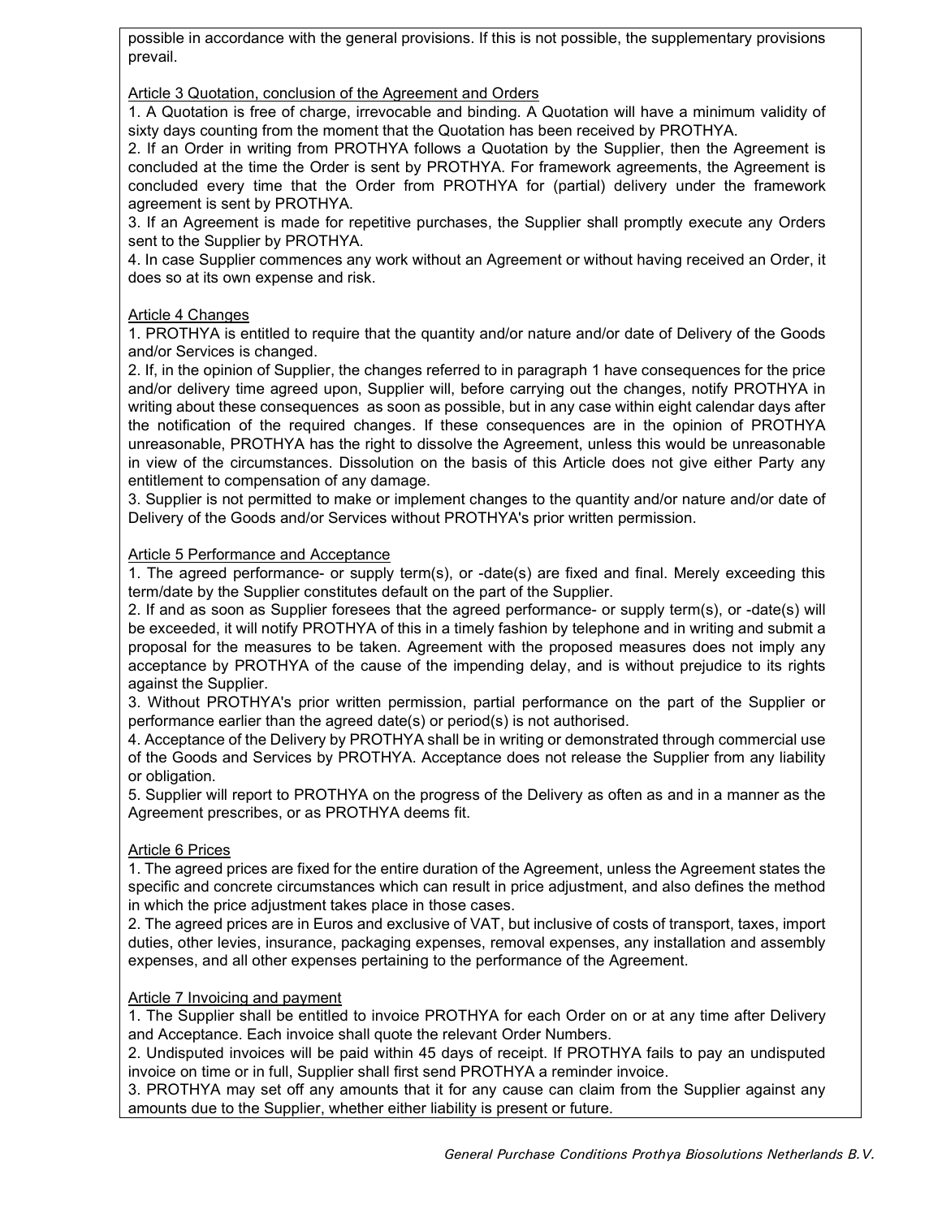possible in accordance with the general provisions. If this is not possible, the supplementary provisions prevail.

## Article 3 Quotation, conclusion of the Agreement and Orders

1. A Quotation is free of charge, irrevocable and binding. A Quotation will have a minimum validity of sixty days counting from the moment that the Quotation has been received by PROTHYA.
2. If an Order in writing from PROTHYA follows a Quotation by the Supplier, then the Agreement is concluded at the time the Order is sent by PROTHYA. For framework agreements, the Agreement is concluded every time that the Order from PROTHYA for (partial) delivery under the framework agreement is sent by PROTHYA.
3. If an Agreement is made for repetitive purchases, the Supplier shall promptly execute any Orders sent to the Supplier by PROTHYA.
4. In case Supplier commences any work without an Agreement or without having received an Order, it does so at its own expense and risk.

## Article 4 Changes

1. PROTHYA is entitled to require that the quantity and/or nature and/or date of Delivery of the Goods and/or Services is changed.
2. If, in the opinion of Supplier, the changes referred to in paragraph 1 have consequences for the price and/or delivery time agreed upon, Supplier will, before carrying out the changes, notify PROTHYA in writing about these consequences as soon as possible, but in any case within eight calendar days after the notification of the required changes. If these consequences are in the opinion of PROTHYA unreasonable, PROTHYA has the right to dissolve the Agreement, unless this would be unreasonable in view of the circumstances. Dissolution on the basis of this Article does not give either Party any entitlement to compensation of any damage.
3. Supplier is not permitted to make or implement changes to the quantity and/or nature and/or date of Delivery of the Goods and/or Services without PROTHYA's prior written permission.

## Article 5 Performance and Acceptance

1. The agreed performance- or supply term(s), or -date(s) are fixed and final. Merely exceeding this term/date by the Supplier constitutes default on the part of the Supplier.
2. If and as soon as Supplier foresees that the agreed performance- or supply term(s), or -date(s) will be exceeded, it will notify PROTHYA of this in a timely fashion by telephone and in writing and submit a proposal for the measures to be taken. Agreement with the proposed measures does not imply any acceptance by PROTHYA of the cause of the impending delay, and is without prejudice to its rights against the Supplier.
3. Without PROTHYA's prior written permission, partial performance on the part of the Supplier or performance earlier than the agreed date(s) or period(s) is not authorised.
4. Acceptance of the Delivery by PROTHYA shall be in writing or demonstrated through commercial use of the Goods and Services by PROTHYA. Acceptance does not release the Supplier from any liability or obligation.
5. Supplier will report to PROTHYA on the progress of the Delivery as often as and in a manner as the Agreement prescribes, or as PROTHYA deems fit.

## Article 6 Prices

1. The agreed prices are fixed for the entire duration of the Agreement, unless the Agreement states the specific and concrete circumstances which can result in price adjustment, and also defines the method in which the price adjustment takes place in those cases.
2. The agreed prices are in Euros and exclusive of VAT, but inclusive of costs of transport, taxes, import duties, other levies, insurance, packaging expenses, removal expenses, any installation and assembly expenses, and all other expenses pertaining to the performance of the Agreement.

## Article 7 Invoicing and payment

1. The Supplier shall be entitled to invoice PROTHYA for each Order on or at any time after Delivery and Acceptance. Each invoice shall quote the relevant Order Numbers.
2. Undisputed invoices will be paid within 45 days of receipt. If PROTHYA fails to pay an undisputed invoice on time or in full, Supplier shall first send PROTHYA a reminder invoice.
3. PROTHYA may set off any amounts that it for any cause can claim from the Supplier against any amounts due to the Supplier, whether either liability is present or future.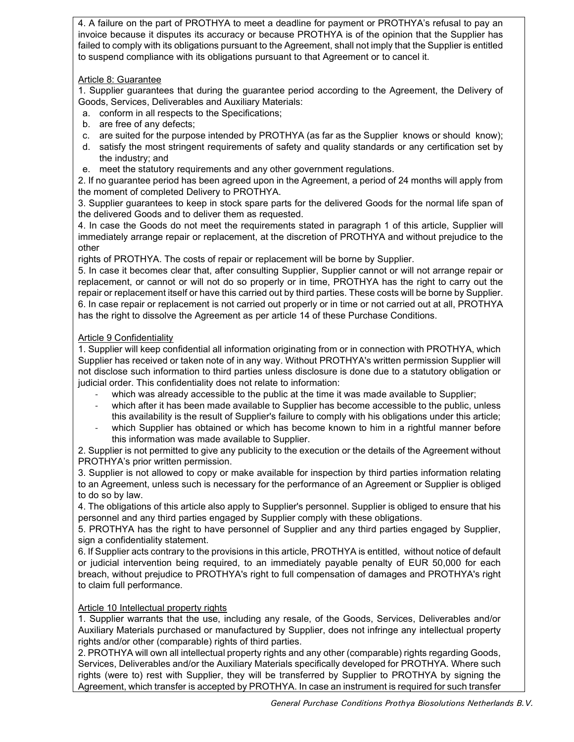4. A failure on the part of PROTHYA to meet a deadline for payment or PROTHYA's refusal to pay an invoice because it disputes its accuracy or because PROTHYA is of the opinion that the Supplier has failed to comply with its obligations pursuant to the Agreement, shall not imply that the Supplier is entitled to suspend compliance with its obligations pursuant to that Agreement or to cancel it.

Article 8: Guarantee

1. Supplier guarantees that during the guarantee period according to the Agreement, the Delivery of Goods, Services, Deliverables and Auxiliary Materials:

a. conform in all respects to the Specifications;
b. are free of any defects;
c. are suited for the purpose intended by PROTHYA (as far as the Supplier knows or should know);
d. satisfy the most stringent requirements of safety and quality standards or any certification set by the industry; and
e. meet the statutory requirements and any other government regulations.

2. If no guarantee period has been agreed upon in the Agreement, a period of 24 months will apply from the moment of completed Delivery to PROTHYA.

3. Supplier guarantees to keep in stock spare parts for the delivered Goods for the normal life span of the delivered Goods and to deliver them as requested.

4. In case the Goods do not meet the requirements stated in paragraph 1 of this article, Supplier will immediately arrange repair or replacement, at the discretion of PROTHYA and without prejudice to the other

rights of PROTHYA. The costs of repair or replacement will be borne by Supplier.

5. In case it becomes clear that, after consulting Supplier, Supplier cannot or will not arrange repair or replacement, or cannot or will not do so properly or in time, PROTHYA has the right to carry out the repair or replacement itself or have this carried out by third parties. These costs will be borne by Supplier.

6. In case repair or replacement is not carried out properly or in time or not carried out at all, PROTHYA has the right to dissolve the Agreement as per article 14 of these Purchase Conditions.

Article 9 Confidentiality

1. Supplier will keep confidential all information originating from or in connection with PROTHYA, which Supplier has received or taken note of in any way. Without PROTHYA's written permission Supplier will not disclose such information to third parties unless disclosure is done due to a statutory obligation or judicial order. This confidentiality does not relate to information:

- which was already accessible to the public at the time it was made available to Supplier;
- which after it has been made available to Supplier has become accessible to the public, unless this availability is the result of Supplier's failure to comply with his obligations under this article;
- which Supplier has obtained or which has become known to him in a rightful manner before this information was made available to Supplier.

2. Supplier is not permitted to give any publicity to the execution or the details of the Agreement without PROTHYA's prior written permission.

3. Supplier is not allowed to copy or make available for inspection by third parties information relating to an Agreement, unless such is necessary for the performance of an Agreement or Supplier is obliged to do so by law.

4. The obligations of this article also apply to Supplier's personnel. Supplier is obliged to ensure that his personnel and any third parties engaged by Supplier comply with these obligations.

5. PROTHYA has the right to have personnel of Supplier and any third parties engaged by Supplier, sign a confidentiality statement.

6. If Supplier acts contrary to the provisions in this article, PROTHYA is entitled, without notice of default or judicial intervention being required, to an immediately payable penalty of EUR 50,000 for each breach, without prejudice to PROTHYA's right to full compensation of damages and PROTHYA's right to claim full performance.

Article 10 Intellectual property rights

1. Supplier warrants that the use, including any resale, of the Goods, Services, Deliverables and/or Auxiliary Materials purchased or manufactured by Supplier, does not infringe any intellectual property rights and/or other (comparable) rights of third parties.

2. PROTHYA will own all intellectual property rights and any other (comparable) rights regarding Goods, Services, Deliverables and/or the Auxiliary Materials specifically developed for PROTHYA. Where such rights (were to) rest with Supplier, they will be transferred by Supplier to PROTHYA by signing the Agreement, which transfer is accepted by PROTHYA. In case an instrument is required for such transfer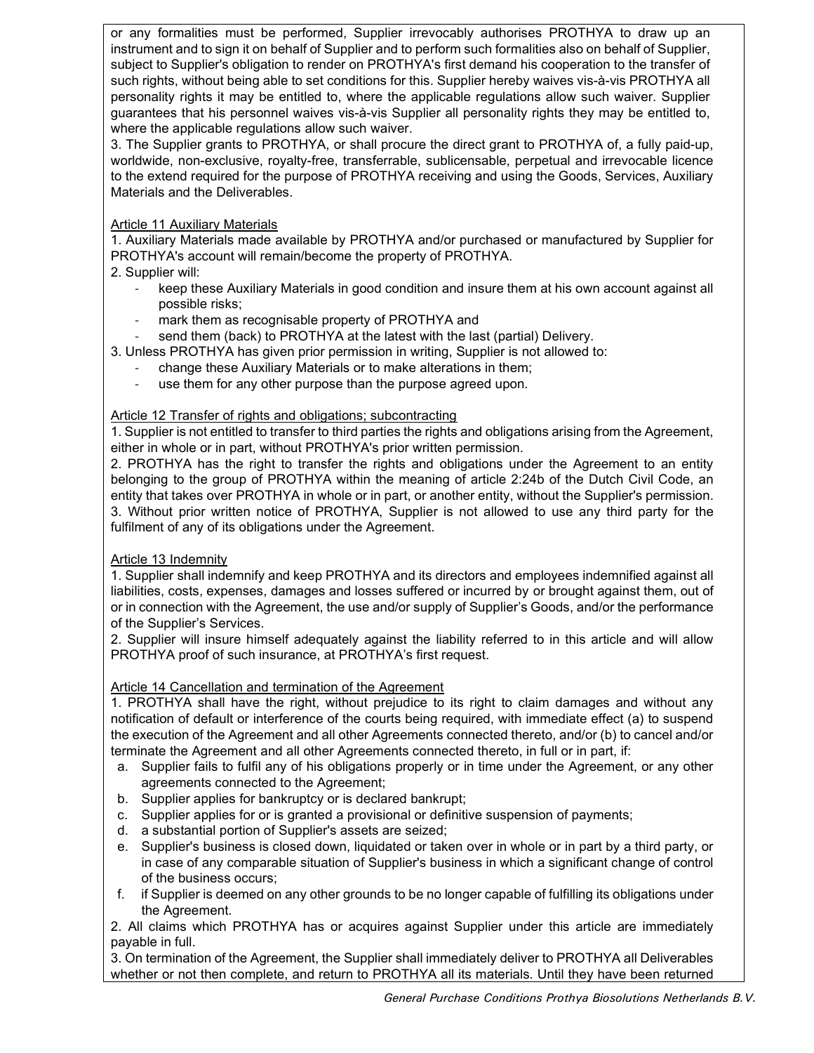or any formalities must be performed, Supplier irrevocably authorises PROTHYA to draw up an instrument and to sign it on behalf of Supplier and to perform such formalities also on behalf of Supplier, subject to Supplier's obligation to render on PROTHYA's first demand his cooperation to the transfer of such rights, without being able to set conditions for this. Supplier hereby waives vis-à-vis PROTHYA all personality rights it may be entitled to, where the applicable regulations allow such waiver. Supplier guarantees that his personnel waives vis-à-vis Supplier all personality rights they may be entitled to, where the applicable regulations allow such waiver.

3. The Supplier grants to PROTHYA, or shall procure the direct grant to PROTHYA of, a fully paid-up, worldwide, non-exclusive, royalty-free, transferrable, sublicensable, perpetual and irrevocable licence to the extend required for the purpose of PROTHYA receiving and using the Goods, Services, Auxiliary Materials and the Deliverables.

Article 11 Auxiliary Materials

1. Auxiliary Materials made available by PROTHYA and/or purchased or manufactured by Supplier for PROTHYA's account will remain/become the property of PROTHYA.

2. Supplier will:

- keep these Auxiliary Materials in good condition and insure them at his own account against all possible risks;
- mark them as recognisable property of PROTHYA and
- send them (back) to PROTHYA at the latest with the last (partial) Delivery.

3. Unless PROTHYA has given prior permission in writing, Supplier is not allowed to:

- change these Auxiliary Materials or to make alterations in them;
- use them for any other purpose than the purpose agreed upon.

Article 12 Transfer of rights and obligations; subcontracting

1. Supplier is not entitled to transfer to third parties the rights and obligations arising from the Agreement, either in whole or in part, without PROTHYA's prior written permission.

2. PROTHYA has the right to transfer the rights and obligations under the Agreement to an entity belonging to the group of PROTHYA within the meaning of article 2:24b of the Dutch Civil Code, an entity that takes over PROTHYA in whole or in part, or another entity, without the Supplier's permission.

3. Without prior written notice of PROTHYA, Supplier is not allowed to use any third party for the fulfilment of any of its obligations under the Agreement.

Article 13 Indemnity

1. Supplier shall indemnify and keep PROTHYA and its directors and employees indemnified against all liabilities, costs, expenses, damages and losses suffered or incurred by or brought against them, out of or in connection with the Agreement, the use and/or supply of Supplier's Goods, and/or the performance of the Supplier's Services.

2. Supplier will insure himself adequately against the liability referred to in this article and will allow PROTHYA proof of such insurance, at PROTHYA's first request.

Article 14 Cancellation and termination of the Agreement

1. PROTHYA shall have the right, without prejudice to its right to claim damages and without any notification of default or interference of the courts being required, with immediate effect (a) to suspend the execution of the Agreement and all other Agreements connected thereto, and/or (b) to cancel and/or terminate the Agreement and all other Agreements connected thereto, in full or in part, if:

a. Supplier fails to fulfil any of his obligations properly or in time under the Agreement, or any other agreements connected to the Agreement;
b. Supplier applies for bankruptcy or is declared bankrupt;
c. Supplier applies for or is granted a provisional or definitive suspension of payments;
d. a substantial portion of Supplier's assets are seized;
e. Supplier's business is closed down, liquidated or taken over in whole or in part by a third party, or in case of any comparable situation of Supplier's business in which a significant change of control of the business occurs;
f. if Supplier is deemed on any other grounds to be no longer capable of fulfilling its obligations under the Agreement.

2. All claims which PROTHYA has or acquires against Supplier under this article are immediately payable in full.

3. On termination of the Agreement, the Supplier shall immediately deliver to PROTHYA all Deliverables whether or not then complete, and return to PROTHYA all its materials. Until they have been returned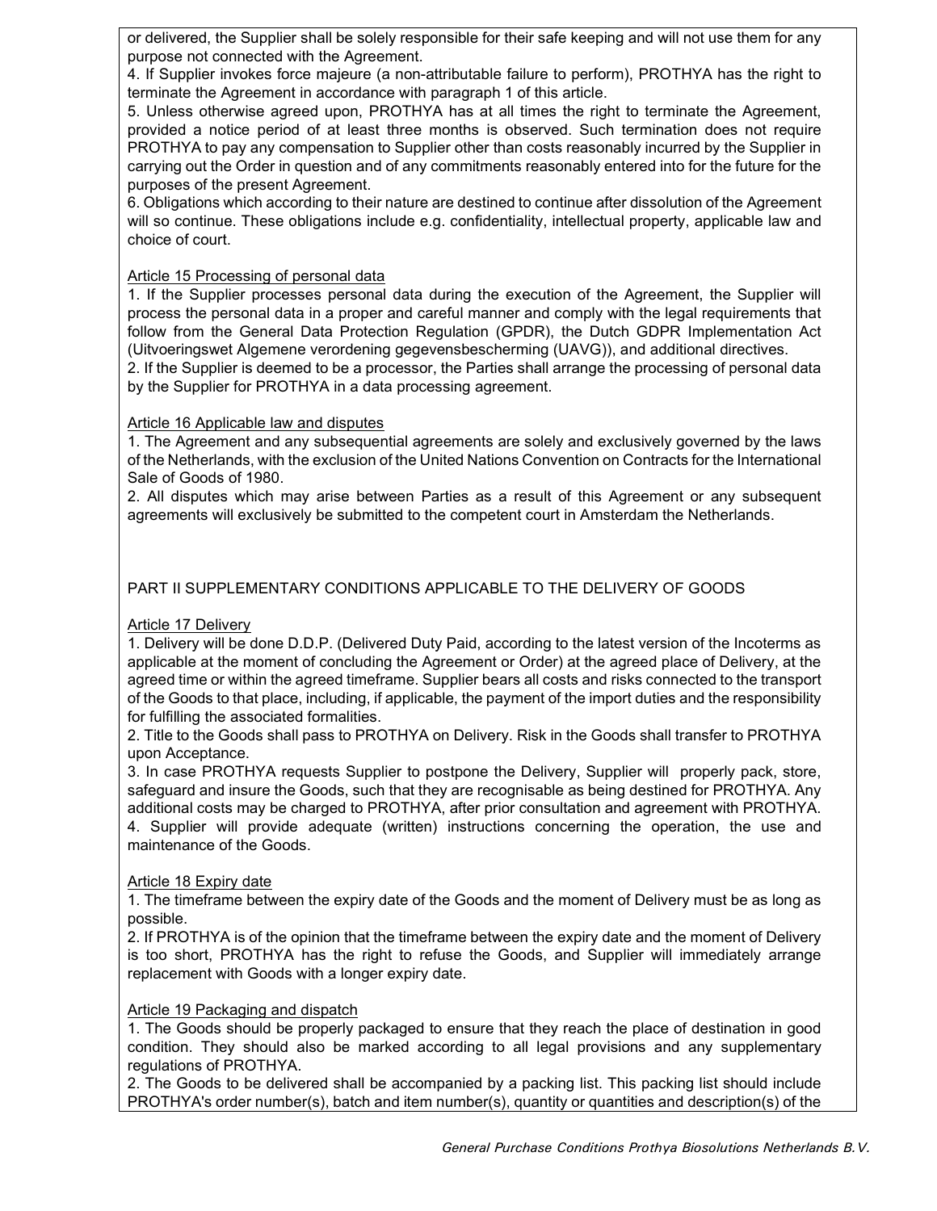or delivered, the Supplier shall be solely responsible for their safe keeping and will not use them for any purpose not connected with the Agreement.

4. If Supplier invokes force majeure (a non-attributable failure to perform), PROTHYA has the right to terminate the Agreement in accordance with paragraph 1 of this article.

5. Unless otherwise agreed upon, PROTHYA has at all times the right to terminate the Agreement, provided a notice period of at least three months is observed. Such termination does not require PROTHYA to pay any compensation to Supplier other than costs reasonably incurred by the Supplier in carrying out the Order in question and of any commitments reasonably entered into for the future for the purposes of the present Agreement.

6. Obligations which according to their nature are destined to continue after dissolution of the Agreement will so continue. These obligations include e.g. confidentiality, intellectual property, applicable law and choice of court.

Article 15 Processing of personal data

1. If the Supplier processes personal data during the execution of the Agreement, the Supplier will process the personal data in a proper and careful manner and comply with the legal requirements that follow from the General Data Protection Regulation (GPDR), the Dutch GDPR Implementation Act (Uitvoeringswet Algemene verordening gegevensbescherming (UAVG)), and additional directives.

2. If the Supplier is deemed to be a processor, the Parties shall arrange the processing of personal data by the Supplier for PROTHYA in a data processing agreement.

Article 16 Applicable law and disputes

1. The Agreement and any subsequential agreements are solely and exclusively governed by the laws of the Netherlands, with the exclusion of the United Nations Convention on Contracts for the International Sale of Goods of 1980.

2. All disputes which may arise between Parties as a result of this Agreement or any subsequent agreements will exclusively be submitted to the competent court in Amsterdam the Netherlands.

## PART II SUPPLEMENTARY CONDITIONS APPLICABLE TO THE DELIVERY OF GOODS

Article 17 Delivery

1. Delivery will be done D.D.P. (Delivered Duty Paid, according to the latest version of the Incoterms as applicable at the moment of concluding the Agreement or Order) at the agreed place of Delivery, at the agreed time or within the agreed timeframe. Supplier bears all costs and risks connected to the transport of the Goods to that place, including, if applicable, the payment of the import duties and the responsibility for fulfilling the associated formalities.

2. Title to the Goods shall pass to PROTHYA on Delivery. Risk in the Goods shall transfer to PROTHYA upon Acceptance.

3. In case PROTHYA requests Supplier to postpone the Delivery, Supplier will properly pack, store, safeguard and insure the Goods, such that they are recognisable as being destined for PROTHYA. Any additional costs may be charged to PROTHYA, after prior consultation and agreement with PROTHYA.

4. Supplier will provide adequate (written) instructions concerning the operation, the use and maintenance of the Goods.

Article 18 Expiry date

1. The timeframe between the expiry date of the Goods and the moment of Delivery must be as long as possible.

2. If PROTHYA is of the opinion that the timeframe between the expiry date and the moment of Delivery is too short, PROTHYA has the right to refuse the Goods, and Supplier will immediately arrange replacement with Goods with a longer expiry date.

Article 19 Packaging and dispatch

1. The Goods should be properly packaged to ensure that they reach the place of destination in good condition. They should also be marked according to all legal provisions and any supplementary regulations of PROTHYA.

2. The Goods to be delivered shall be accompanied by a packing list. This packing list should include PROTHYA's order number(s), batch and item number(s), quantity or quantities and description(s) of the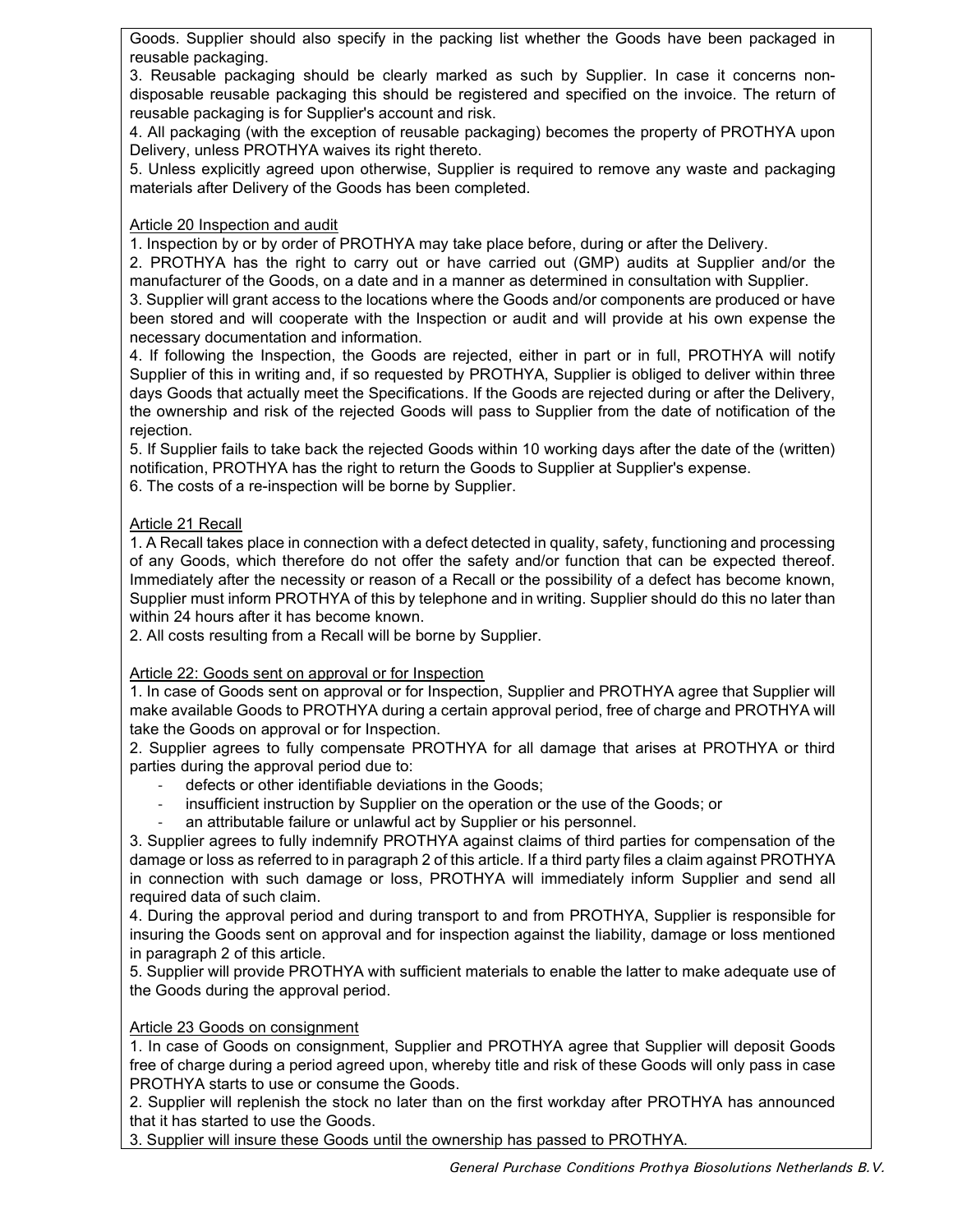Goods. Supplier should also specify in the packing list whether the Goods have been packaged in reusable packaging.

3. Reusable packaging should be clearly marked as such by Supplier. In case it concerns non-disposable reusable packaging this should be registered and specified on the invoice. The return of reusable packaging is for Supplier's account and risk.

4. All packaging (with the exception of reusable packaging) becomes the property of PROTHYA upon Delivery, unless PROTHYA waives its right thereto.

5. Unless explicitly agreed upon otherwise, Supplier is required to remove any waste and packaging materials after Delivery of the Goods has been completed.

Article 20 Inspection and audit

1. Inspection by or by order of PROTHYA may take place before, during or after the Delivery.

2. PROTHYA has the right to carry out or have carried out (GMP) audits at Supplier and/or the manufacturer of the Goods, on a date and in a manner as determined in consultation with Supplier.

3. Supplier will grant access to the locations where the Goods and/or components are produced or have been stored and will cooperate with the Inspection or audit and will provide at his own expense the necessary documentation and information.

4. If following the Inspection, the Goods are rejected, either in part or in full, PROTHYA will notify Supplier of this in writing and, if so requested by PROTHYA, Supplier is obliged to deliver within three days Goods that actually meet the Specifications. If the Goods are rejected during or after the Delivery, the ownership and risk of the rejected Goods will pass to Supplier from the date of notification of the rejection.

5. If Supplier fails to take back the rejected Goods within 10 working days after the date of the (written) notification, PROTHYA has the right to return the Goods to Supplier at Supplier's expense.

6. The costs of a re-inspection will be borne by Supplier.

Article 21 Recall

1. A Recall takes place in connection with a defect detected in quality, safety, functioning and processing of any Goods, which therefore do not offer the safety and/or function that can be expected thereof. Immediately after the necessity or reason of a Recall or the possibility of a defect has become known, Supplier must inform PROTHYA of this by telephone and in writing. Supplier should do this no later than within 24 hours after it has become known.

2. All costs resulting from a Recall will be borne by Supplier.

Article 22: Goods sent on approval or for Inspection

1. In case of Goods sent on approval or for Inspection, Supplier and PROTHYA agree that Supplier will make available Goods to PROTHYA during a certain approval period, free of charge and PROTHYA will take the Goods on approval or for Inspection.

2. Supplier agrees to fully compensate PROTHYA for all damage that arises at PROTHYA or third parties during the approval period due to:

- defects or other identifiable deviations in the Goods;
- insufficient instruction by Supplier on the operation or the use of the Goods; or
- an attributable failure or unlawful act by Supplier or his personnel.

3. Supplier agrees to fully indemnify PROTHYA against claims of third parties for compensation of the damage or loss as referred to in paragraph 2 of this article. If a third party files a claim against PROTHYA in connection with such damage or loss, PROTHYA will immediately inform Supplier and send all required data of such claim.

4. During the approval period and during transport to and from PROTHYA, Supplier is responsible for insuring the Goods sent on approval and for inspection against the liability, damage or loss mentioned in paragraph 2 of this article.

5. Supplier will provide PROTHYA with sufficient materials to enable the latter to make adequate use of the Goods during the approval period.

Article 23 Goods on consignment

1. In case of Goods on consignment, Supplier and PROTHYA agree that Supplier will deposit Goods free of charge during a period agreed upon, whereby title and risk of these Goods will only pass in case PROTHYA starts to use or consume the Goods.

2. Supplier will replenish the stock no later than on the first workday after PROTHYA has announced that it has started to use the Goods.

3. Supplier will insure these Goods until the ownership has passed to PROTHYA.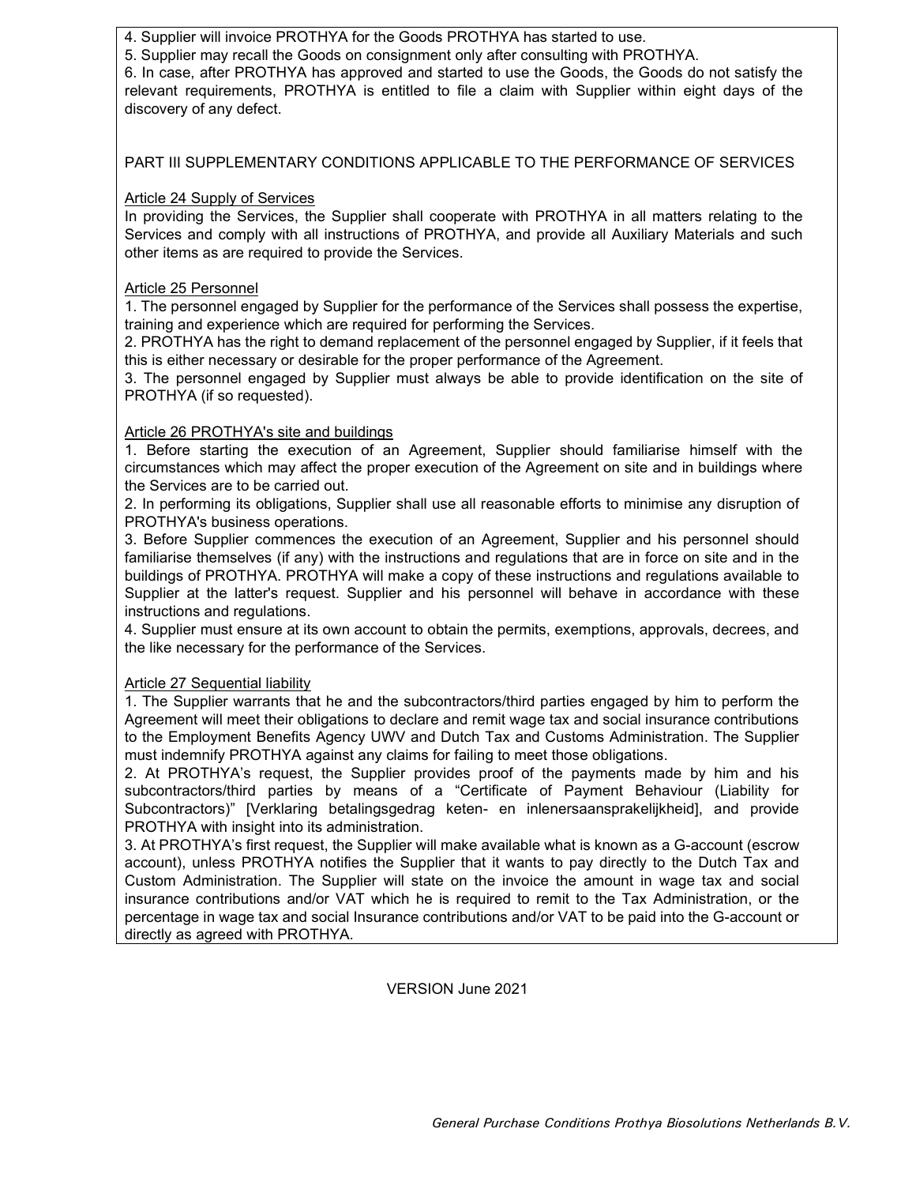4. Supplier will invoice PROTHYA for the Goods PROTHYA has started to use.
5. Supplier may recall the Goods on consignment only after consulting with PROTHYA.
6. In case, after PROTHYA has approved and started to use the Goods, the Goods do not satisfy the relevant requirements, PROTHYA is entitled to file a claim with Supplier within eight days of the discovery of any defect.

## PART III SUPPLEMENTARY CONDITIONS APPLICABLE TO THE PERFORMANCE OF SERVICES

### Article 24 Supply of Services

In providing the Services, the Supplier shall cooperate with PROTHYA in all matters relating to the Services and comply with all instructions of PROTHYA, and provide all Auxiliary Materials and such other items as are required to provide the Services.

### Article 25 Personnel

1. The personnel engaged by Supplier for the performance of the Services shall possess the expertise, training and experience which are required for performing the Services.
2. PROTHYA has the right to demand replacement of the personnel engaged by Supplier, if it feels that this is either necessary or desirable for the proper performance of the Agreement.
3. The personnel engaged by Supplier must always be able to provide identification on the site of PROTHYA (if so requested).

### Article 26 PROTHYA's site and buildings

1. Before starting the execution of an Agreement, Supplier should familiarise himself with the circumstances which may affect the proper execution of the Agreement on site and in buildings where the Services are to be carried out.
2. In performing its obligations, Supplier shall use all reasonable efforts to minimise any disruption of PROTHYA's business operations.
3. Before Supplier commences the execution of an Agreement, Supplier and his personnel should familiarise themselves (if any) with the instructions and regulations that are in force on site and in the buildings of PROTHYA. PROTHYA will make a copy of these instructions and regulations available to Supplier at the latter's request. Supplier and his personnel will behave in accordance with these instructions and regulations.
4. Supplier must ensure at its own account to obtain the permits, exemptions, approvals, decrees, and the like necessary for the performance of the Services.

### Article 27 Sequential liability

1. The Supplier warrants that he and the subcontractors/third parties engaged by him to perform the Agreement will meet their obligations to declare and remit wage tax and social insurance contributions to the Employment Benefits Agency UWV and Dutch Tax and Customs Administration. The Supplier must indemnify PROTHYA against any claims for failing to meet those obligations.
2. At PROTHYA's request, the Supplier provides proof of the payments made by him and his subcontractors/third parties by means of a "Certificate of Payment Behaviour (Liability for Subcontractors)" [Verklaring betalingsgedrag keten- en inlenersaansprakelijkheid], and provide PROTHYA with insight into its administration.
3. At PROTHYA's first request, the Supplier will make available what is known as a G-account (escrow account), unless PROTHYA notifies the Supplier that it wants to pay directly to the Dutch Tax and Custom Administration. The Supplier will state on the invoice the amount in wage tax and social insurance contributions and/or VAT which he is required to remit to the Tax Administration, or the percentage in wage tax and social Insurance contributions and/or VAT to be paid into the G-account or directly as agreed with PROTHYA.

VERSION June 2021